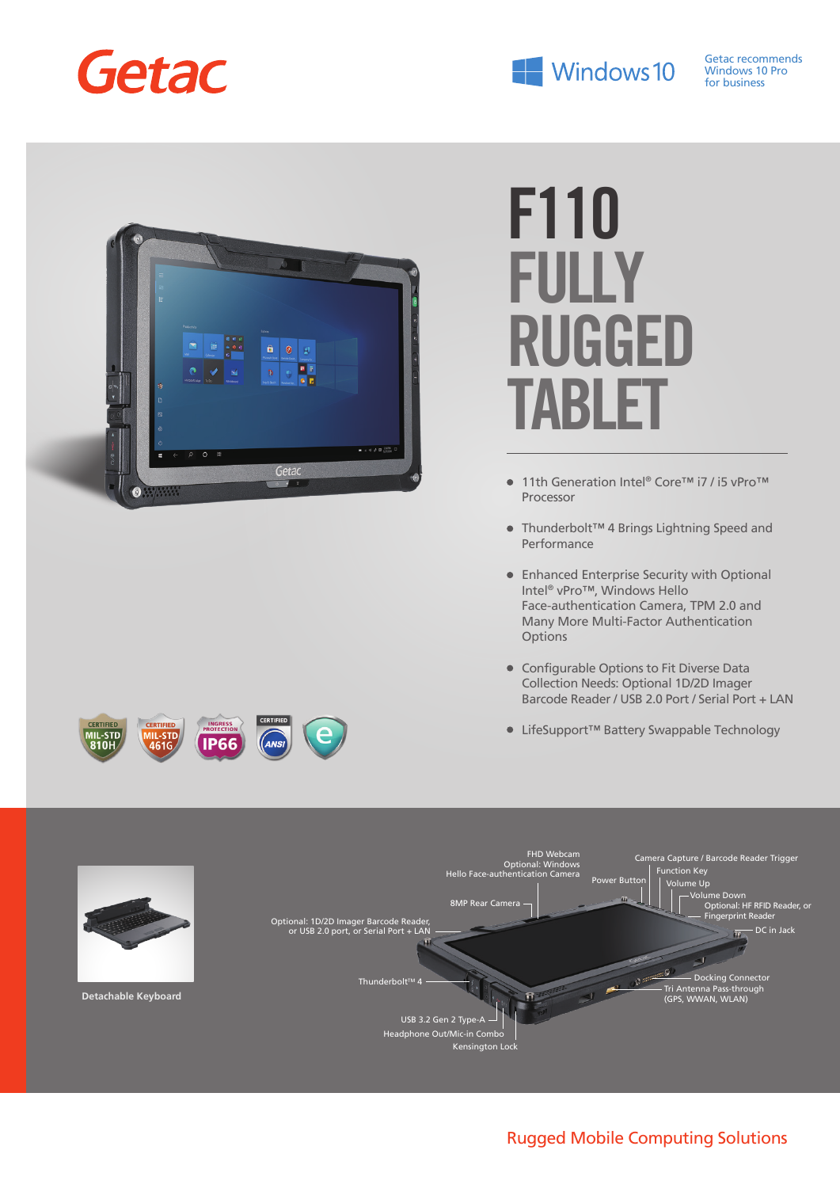Getac

Windows 10

Getac recommends Windows 10 Pro for business

# F110 FULLY RUGGED TABLET

- 11th Generation Intel® Core™ i7 / i5 vPro™ Processor
- Thunderbolt™ 4 Brings Lightning Speed and Performance
- Enhanced Enterprise Security with Optional Intel® vPro™, Windows Hello Face-authentication Camera, TPM 2.0 and Many More Multi-Factor Authentication Options
- Configurable Options to Fit Diverse Data Collection Needs: Optional 1D/2D Imager Barcode Reader / USB 2.0 Port / Serial Port + LAN
- LifeSupport™ Battery Swappable Technology

CERTIFIED MIL-STD 810H | CERTIFIED MIL-STD 461G | INGRESS PROTECTION IP66 | CERTIFIED ANSI

Detachable Keyboard

FHD Webcam
Optional: Windows Hello Face-authentication Camera

Camera Capture / Barcode Reader Trigger
Function Key
Power Button
Volume Up
Volume Down
Optional: HF RFID Reader, or Fingerprint Reader
8MP Rear Camera
Optional: 1D/2D Imager Barcode Reader, or USB 2.0 port, or Serial Port + LAN
DC in Jack
Thunderbolt™ 4
Docking Connector
Tri Antenna Pass-through (GPS, WWAN, WLAN)
USB 3.2 Gen 2 Type-A
Headphone Out/Mic-in Combo
Kensington Lock

Rugged Mobile Computing Solutions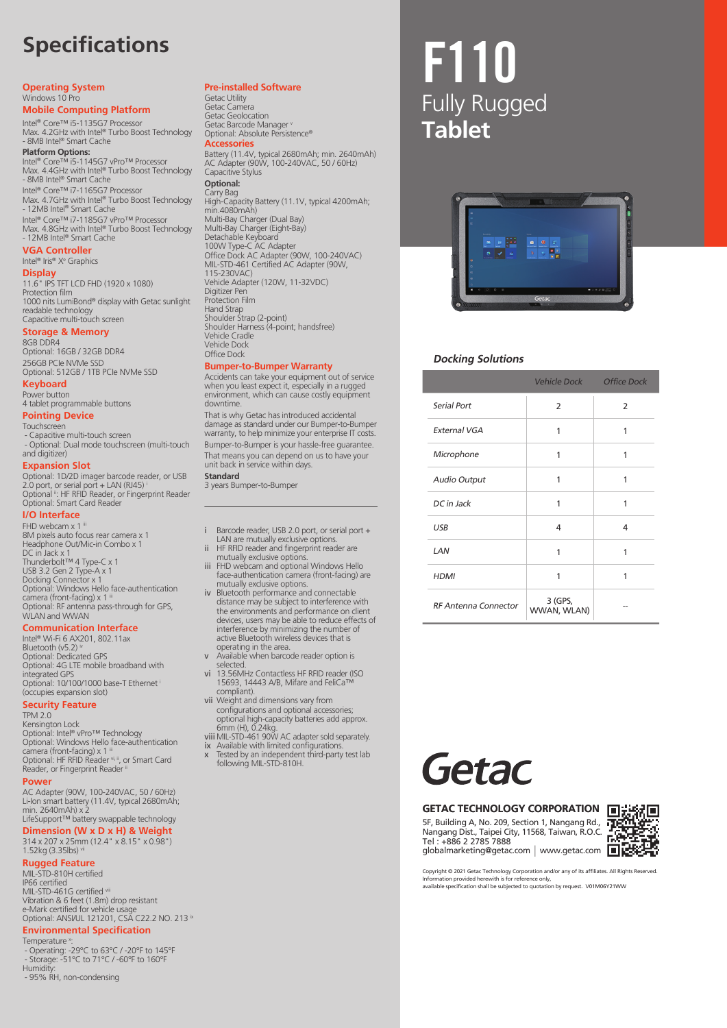# Specifications

## Operating System
Windows 10 Pro

## Mobile Computing Platform
Intel® Core™ i5-1135G7 Processor
Max. 4.2GHz with Intel® Turbo Boost Technology
- 8MB Intel® Smart Cache

**Platform Options:**
Intel® Core™ i5-1145G7 vPro™ Processor
Max. 4.4GHz with Intel® Turbo Boost Technology
- 8MB Intel® Smart Cache
Intel® Core™ i7-1165G7 Processor
Max. 4.7GHz with Intel® Turbo Boost Technology
- 12MB Intel® Smart Cache
Intel® Core™ i7-1185G7 vPro™ Processor
Max. 4.8GHz with Intel® Turbo Boost Technology
- 12MB Intel® Smart Cache

## VGA Controller
Intel® Iris® Xe Graphics

## Display
11.6" IPS TFT LCD FHD (1920 x 1080)
Protection film
1000 nits LumiBond® display with Getac sunlight readable technology
Capacitive multi-touch screen

## Storage & Memory
8GB DDR4
Optional: 16GB / 32GB DDR4
256GB PCIe NVMe SSD
Optional: 512GB / 1TB PCIe NVMe SSD

## Keyboard
Power button
4 tablet programmable buttons

## Pointing Device
Touchscreen
- Capacitive multi-touch screen
- Optional: Dual mode touchscreen (multi-touch and digitizer)

## Expansion Slot
Optional: 1D/2D imager barcode reader, or USB 2.0 port, or serial port + LAN (RJ45) [i]
Optional [ii]: HF RFID Reader, or Fingerprint Reader
Optional: Smart Card Reader

## I/O Interface
FHD webcam x 1 [iii]
8M pixels auto focus rear camera x 1
Headphone Out/Mic-in Combo x 1
DC in Jack x 1
Thunderbolt™ 4 Type-C x 1
USB 3.2 Gen 2 Type-A x 1
Docking Connector x 1
Optional: Windows Hello face-authentication camera (front-facing) x 1 [iii]
Optional: RF antenna pass-through for GPS, WLAN and WWAN

## Communication Interface
Intel® Wi-Fi 6 AX201, 802.11ax
Bluetooth (v5.2) [iv]
Optional: Dedicated GPS
Optional: 4G LTE mobile broadband with integrated GPS
Optional: 10/100/1000 base-T Ethernet [i] (occupies expansion slot)

## Security Feature
TPM 2.0
Kensington Lock
Optional: Intel® vPro™ Technology
Optional: Windows Hello face-authentication camera (front-facing) x 1 [iii]
Optional: HF RFID Reader [vi, ii], or Smart Card Reader, or Fingerprint Reader [ii]

## Power
AC Adapter (90W, 100-240VAC, 50 / 60Hz)
Li-Ion smart battery (11.4V, typical 2680mAh; min. 2640mAh) x 2
LifeSupport™ battery swappable technology

## Dimension (W x D x H) & Weight
314 x 207 x 25mm (12.4" x 8.15" x 0.98")
1.52kg (3.35lbs) [vii]

## Rugged Feature
MIL-STD-810H certified
IP66 certified
MIL-STD-461G certified [viii]
Vibration & 6 feet (1.8m) drop resistant
e-Mark certified for vehicle usage
Optional: ANSI/UL 121201, CSA C22.2 NO. 213 [ix]

## Environmental Specification
Temperature [x]:
- Operating: -29°C to 63°C / -20°F to 145°F
- Storage: -51°C to 71°C / -60°F to 160°F

Humidity:
- 95% RH, non-condensing

## Pre-installed Software
Getac Utility
Getac Camera
Getac Geolocation
Getac Barcode Manager [v]
Optional: Absolute Persistence®

## Accessories
Battery (11.4V, typical 2680mAh; min. 2640mAh)
AC Adapter (90W, 100-240VAC, 50 / 60Hz)
Capacitive Stylus

**Optional:**
Carry Bag
High-Capacity Battery (11.1V, typical 4200mAh; min.4080mAh)
Multi-Bay Charger (Dual Bay)
Multi-Bay Charger (Eight-Bay)
Detachable Keyboard
100W Type-C AC Adapter
Office Dock AC Adapter (90W, 100-240VAC)
MIL-STD-461 Certified AC Adapter (90W, 115-230VAC)
Vehicle Adapter (120W, 11-32VDC)
Digitizer Pen
Protection Film
Hand Strap
Shoulder Strap (2-point)
Shoulder Harness (4-point; handsfree)
Vehicle Cradle
Vehicle Dock
Office Dock

## Bumper-to-Bumper Warranty
Accidents can take your equipment out of service when you least expect it, especially in a rugged environment, which can cause costly equipment downtime.

That is why Getac has introduced accidental damage as standard under our Bumper-to-Bumper warranty, to help minimize your enterprise IT costs.

Bumper-to-Bumper is your hassle-free guarantee.

That means you can depend on us to have your unit back in service within days.

**Standard**
3 years Bumper-to-Bumper

---

i Barcode reader, USB 2.0 port, or serial port + LAN are mutually exclusive options.
ii HF RFID reader and fingerprint reader are mutually exclusive options.
iii FHD webcam and optional Windows Hello face-authentication camera (front-facing) are mutually exclusive options.
iv Bluetooth performance and connectable distance may be subject to interference with the environments and performance on client devices, users may be able to reduce effects of interference by minimizing the number of active Bluetooth wireless devices that is operating in the area.
v Available when barcode reader option is selected.
vi 13.56MHz Contactless HF RFID reader (ISO 15693, 14443 A/B, Mifare and FeliCa™ compliant).
vii Weight and dimensions vary from configurations and optional accessories; optional high-capacity batteries add approx. 6mm (H), 0.24kg.
viii MIL-STD-461 90W AC adapter sold separately.
ix Available with limited configurations.
x Tested by an independent third-party test lab following MIL-STD-810H.

# F110
Fully Rugged
**Tablet**

### *Docking Solutions*

| | *Vehicle Dock* | *Office Dock* |
|---|---|---|
| *Serial Port* | 2 | 2 |
| *External VGA* | 1 | 1 |
| *Microphone* | 1 | 1 |
| *Audio Output* | 1 | 1 |
| *DC in Jack* | 1 | 1 |
| *USB* | 4 | 4 |
| *LAN* | 1 | 1 |
| *HDMI* | 1 | 1 |
| *RF Antenna Connector* | 3 (GPS, WWAN, WLAN) | -- |

Getac

**GETAC TECHNOLOGY CORPORATION**
5F, Building A, No. 209, Section 1, Nangang Rd., Nangang Dist., Taipei City, 11568, Taiwan, R.O.C.
Tel : +886 2 2785 7888
globalmarketing@getac.com | www.getac.com

Copyright © 2021 Getac Technology Corporation and/or any of its affiliates. All Rights Reserved.
Information provided herewith is for reference only,
available specification shall be subjected to quotation by request. V01M06Y21WW